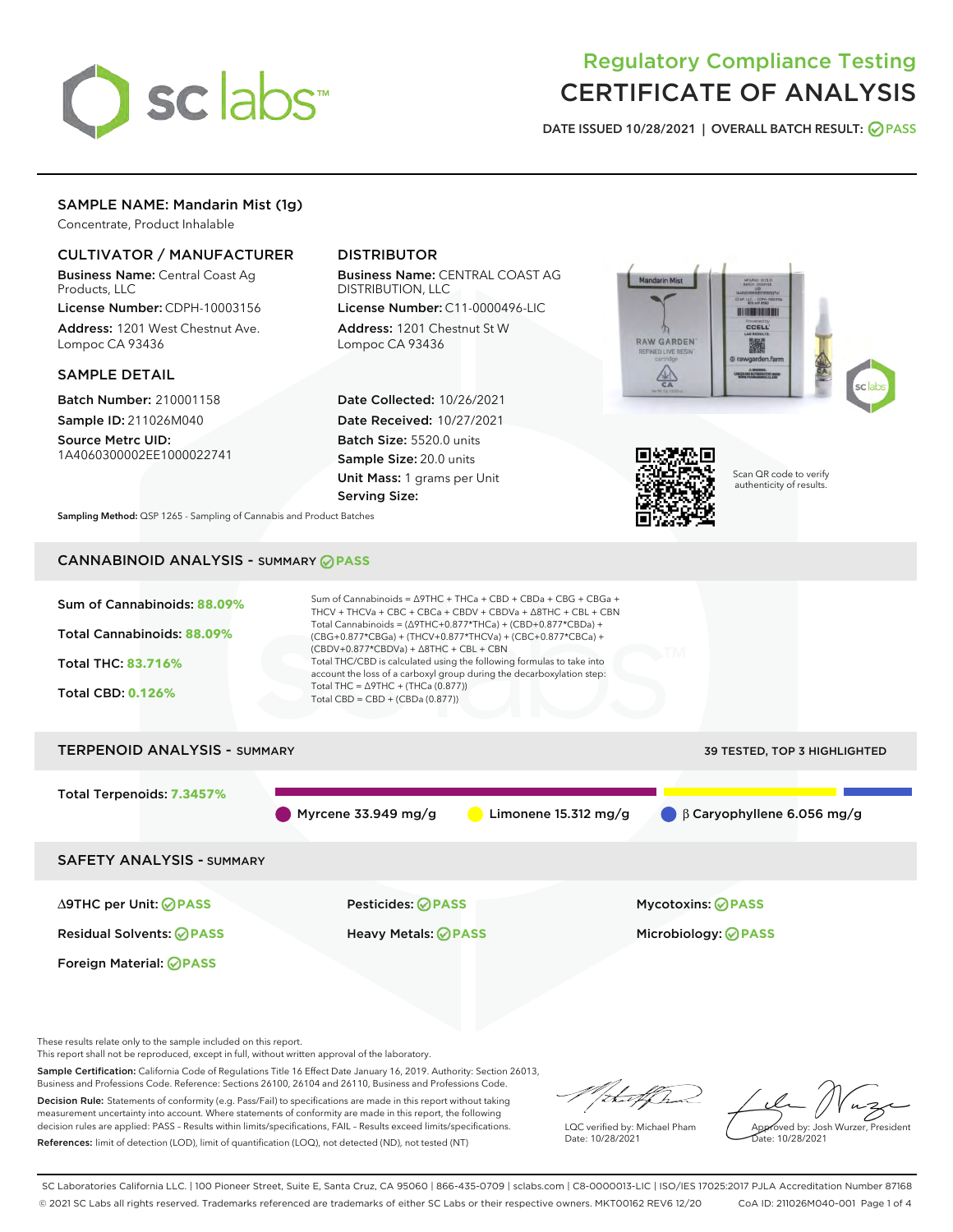# Regulatory Compliance Testing
# CERTIFICATE OF ANALYSIS

DATE ISSUED 10/28/2021 | OVERALL BATCH RESULT: PASS

## SAMPLE NAME: Mandarin Mist (1g)

Concentrate, Product Inhalable

### CULTIVATOR / MANUFACTURER

**Business Name:** Central Coast Ag Products, LLC

**License Number:** CDPH-10003156

**Address:** 1201 West Chestnut Ave. Lompoc CA 93436

### DISTRIBUTOR

**Business Name:** CENTRAL COAST AG DISTRIBUTION, LLC

**License Number:** C11-0000496-LIC

**Address:** 1201 Chestnut St W Lompoc CA 93436

### SAMPLE DETAIL

**Batch Number:** 210001158

**Sample ID:** 211026M040

**Source Metrc UID:** 1A4060300002EE1000022741

**Date Collected:** 10/26/2021

**Date Received:** 10/27/2021

**Batch Size:** 5520.0 units

**Sample Size:** 20.0 units

**Unit Mass:** 1 grams per Unit

**Serving Size:**

Scan QR code to verify authenticity of results.

**Sampling Method:** QSP 1265 - Sampling of Cannabis and Product Batches

## CANNABINOID ANALYSIS - SUMMARY PASS

Sum of Cannabinoids: **88.09%**

Total Cannabinoids: **88.09%**

Total THC: **83.716%**

Total CBD: **0.126%**

Sum of Cannabinoids = Δ9THC + THCa + CBD + CBDa + CBG + CBGa + THCV + THCVa + CBC + CBCa + CBDV + CBDVa + Δ8THC + CBL + CBN

Total Cannabinoids = (Δ9THC+0.877*THCa) + (CBD+0.877*CBDa) + (CBG+0.877*CBGa) + (THCV+0.877*THCVa) + (CBC+0.877*CBCa) + (CBDV+0.877*CBDVa) + Δ8THC + CBL + CBN

Total THC/CBD is calculated using the following formulas to take into account the loss of a carboxyl group during the decarboxylation step:

Total THC = Δ9THC + (THCa (0.877))

Total CBD = CBD + (CBDa (0.877))

## TERPENOID ANALYSIS - SUMMARY

39 TESTED, TOP 3 HIGHLIGHTED

Total Terpenoids: **7.3457%**

Myrcene 33.949 mg/g

Limonene 15.312 mg/g

β Caryophyllene 6.056 mg/g

## SAFETY ANALYSIS - SUMMARY

| | | |
|---|---|---|
| Δ9THC per Unit: PASS | Pesticides: PASS | Mycotoxins: PASS |
| Residual Solvents: PASS | Heavy Metals: PASS | Microbiology: PASS |
| Foreign Material: PASS | | |

These results relate only to the sample included on this report.
This report shall not be reproduced, except in full, without written approval of the laboratory.

**Sample Certification:** California Code of Regulations Title 16 Effect Date January 16, 2019. Authority: Section 26013, Business and Professions Code. Reference: Sections 26100, 26104 and 26110, Business and Professions Code.

**Decision Rule:** Statements of conformity (e.g. Pass/Fail) to specifications are made in this report without taking measurement uncertainty into account. Where statements of conformity are made in this report, the following decision rules are applied: PASS – Results within limits/specifications, FAIL – Results exceed limits/specifications.

**References:** limit of detection (LOD), limit of quantification (LOQ), not detected (ND), not tested (NT)

LQC verified by: Michael Pham
Date: 10/28/2021

Approved by: Josh Wurzer, President
Date: 10/28/2021

SC Laboratories California LLC. | 100 Pioneer Street, Suite E, Santa Cruz, CA 95060 | 866-435-0709 | sclabs.com | C8-0000013-LIC | ISO/IES 17025:2017 PJLA Accreditation Number 87168
© 2021 SC Labs all rights reserved. Trademarks referenced are trademarks of either SC Labs or their respective owners. MKT00162 REV6 12/20 CoA ID: 211026M040-001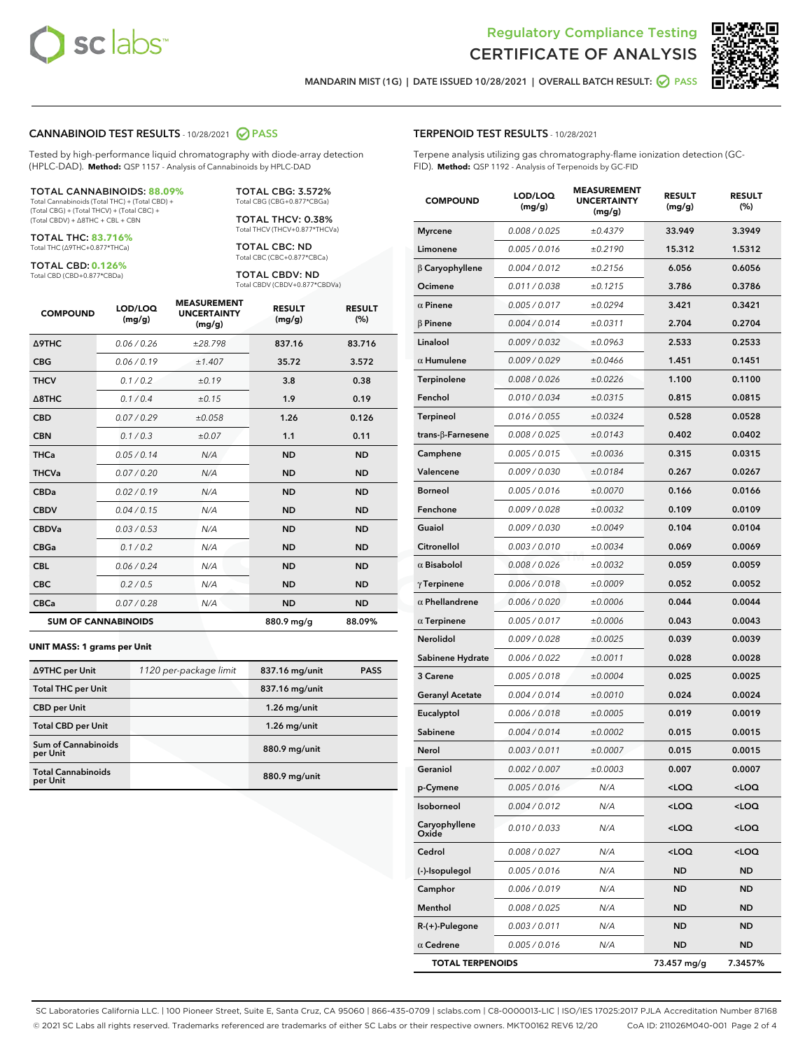Regulatory Compliance Testing
# CERTIFICATE OF ANALYSIS

MANDARIN MIST (1G) | DATE ISSUED 10/28/2021 | OVERALL BATCH RESULT: PASS

## CANNABINOID TEST RESULTS - 10/28/2021 PASS

Tested by high-performance liquid chromatography with diode-array detection (HPLC-DAD). **Method:** QSP 1157 - Analysis of Cannabinoids by HPLC-DAD

**TOTAL CANNABINOIDS: 88.09%**
Total Cannabinoids (Total THC) + (Total CBD) + (Total CBG) + (Total THCV) + (Total CBC) + (Total CBDV) + Δ8THC + CBL + CBN

**TOTAL THC: 83.716%**
Total THC (Δ9THC+0.877*THCa)

**TOTAL CBD: 0.126%**
Total CBD (CBD+0.877*CBDa)

**TOTAL CBG: 3.572%**
Total CBG (CBG+0.877*CBGa)

**TOTAL THCV: 0.38%**
Total THCV (THCV+0.877*THCVa)

**TOTAL CBC: ND**
Total CBC (CBC+0.877*CBCa)

**TOTAL CBDV: ND**
Total CBDV (CBDV+0.877*CBDVa)

| COMPOUND | LOD/LOQ (mg/g) | MEASUREMENT UNCERTAINTY (mg/g) | RESULT (mg/g) | RESULT (%) |
|---|---|---|---|---|
| Δ9THC | 0.06 / 0.26 | ±28.798 | 837.16 | 83.716 |
| CBG | 0.06 / 0.19 | ±1.407 | 35.72 | 3.572 |
| THCV | 0.1 / 0.2 | ±0.19 | 3.8 | 0.38 |
| Δ8THC | 0.1 / 0.4 | ±0.15 | 1.9 | 0.19 |
| CBD | 0.07 / 0.29 | ±0.058 | 1.26 | 0.126 |
| CBN | 0.1 / 0.3 | ±0.07 | 1.1 | 0.11 |
| THCa | 0.05 / 0.14 | N/A | ND | ND |
| THCVa | 0.07 / 0.20 | N/A | ND | ND |
| CBDa | 0.02 / 0.19 | N/A | ND | ND |
| CBDV | 0.04 / 0.15 | N/A | ND | ND |
| CBDVa | 0.03 / 0.53 | N/A | ND | ND |
| CBGa | 0.1 / 0.2 | N/A | ND | ND |
| CBL | 0.06 / 0.24 | N/A | ND | ND |
| CBC | 0.2 / 0.5 | N/A | ND | ND |
| CBCa | 0.07 / 0.28 | N/A | ND | ND |
| **SUM OF CANNABINOIDS** | | | 880.9 mg/g | 88.09% |

**UNIT MASS: 1 grams per Unit**

| | | | |
|---|---|---|---|
| Δ9THC per Unit | 1120 per-package limit | 837.16 mg/unit | PASS |
| Total THC per Unit | | 837.16 mg/unit | |
| CBD per Unit | | 1.26 mg/unit | |
| Total CBD per Unit | | 1.26 mg/unit | |
| Sum of Cannabinoids per Unit | | 880.9 mg/unit | |
| Total Cannabinoids per Unit | | 880.9 mg/unit | |

## TERPENOID TEST RESULTS - 10/28/2021

Terpene analysis utilizing gas chromatography-flame ionization detection (GC-FID). **Method:** QSP 1192 - Analysis of Terpenoids by GC-FID

| COMPOUND | LOD/LOQ (mg/g) | MEASUREMENT UNCERTAINTY (mg/g) | RESULT (mg/g) | RESULT (%) |
|---|---|---|---|---|
| Myrcene | 0.008 / 0.025 | ±0.4379 | 33.949 | 3.3949 |
| Limonene | 0.005 / 0.016 | ±0.2190 | 15.312 | 1.5312 |
| β Caryophyllene | 0.004 / 0.012 | ±0.2156 | 6.056 | 0.6056 |
| Ocimene | 0.011 / 0.038 | ±0.1215 | 3.786 | 0.3786 |
| α Pinene | 0.005 / 0.017 | ±0.0294 | 3.421 | 0.3421 |
| β Pinene | 0.004 / 0.014 | ±0.0311 | 2.704 | 0.2704 |
| Linalool | 0.009 / 0.032 | ±0.0963 | 2.533 | 0.2533 |
| α Humulene | 0.009 / 0.029 | ±0.0466 | 1.451 | 0.1451 |
| Terpinolene | 0.008 / 0.026 | ±0.0226 | 1.100 | 0.1100 |
| Fenchol | 0.010 / 0.034 | ±0.0315 | 0.815 | 0.0815 |
| Terpineol | 0.016 / 0.055 | ±0.0324 | 0.528 | 0.0528 |
| trans-β-Farnesene | 0.008 / 0.025 | ±0.0143 | 0.402 | 0.0402 |
| Camphene | 0.005 / 0.015 | ±0.0036 | 0.315 | 0.0315 |
| Valencene | 0.009 / 0.030 | ±0.0184 | 0.267 | 0.0267 |
| Borneol | 0.005 / 0.016 | ±0.0070 | 0.166 | 0.0166 |
| Fenchone | 0.009 / 0.028 | ±0.0032 | 0.109 | 0.0109 |
| Guaiol | 0.009 / 0.030 | ±0.0049 | 0.104 | 0.0104 |
| Citronellol | 0.003 / 0.010 | ±0.0034 | 0.069 | 0.0069 |
| α Bisabolol | 0.008 / 0.026 | ±0.0032 | 0.059 | 0.0059 |
| γ Terpinene | 0.006 / 0.018 | ±0.0009 | 0.052 | 0.0052 |
| α Phellandrene | 0.006 / 0.020 | ±0.0006 | 0.044 | 0.0044 |
| α Terpinene | 0.005 / 0.017 | ±0.0006 | 0.043 | 0.0043 |
| Nerolidol | 0.009 / 0.028 | ±0.0025 | 0.039 | 0.0039 |
| Sabinene Hydrate | 0.006 / 0.022 | ±0.0011 | 0.028 | 0.0028 |
| 3 Carene | 0.005 / 0.018 | ±0.0004 | 0.025 | 0.0025 |
| Geranyl Acetate | 0.004 / 0.014 | ±0.0010 | 0.024 | 0.0024 |
| Eucalyptol | 0.006 / 0.018 | ±0.0005 | 0.019 | 0.0019 |
| Sabinene | 0.004 / 0.014 | ±0.0002 | 0.015 | 0.0015 |
| Nerol | 0.003 / 0.011 | ±0.0007 | 0.015 | 0.0015 |
| Geraniol | 0.002 / 0.007 | ±0.0003 | 0.007 | 0.0007 |
| p-Cymene | 0.005 / 0.016 | N/A | <LOQ | <LOQ |
| Isoborneol | 0.004 / 0.012 | N/A | <LOQ | <LOQ |
| Caryophyllene Oxide | 0.010 / 0.033 | N/A | <LOQ | <LOQ |
| Cedrol | 0.008 / 0.027 | N/A | <LOQ | <LOQ |
| (-)-Isopulegol | 0.005 / 0.016 | N/A | ND | ND |
| Camphor | 0.006 / 0.019 | N/A | ND | ND |
| Menthol | 0.008 / 0.025 | N/A | ND | ND |
| R-(+)-Pulegone | 0.003 / 0.011 | N/A | ND | ND |
| α Cedrene | 0.005 / 0.016 | N/A | ND | ND |
| **TOTAL TERPENOIDS** | | | 73.457 mg/g | 7.3457% |

SC Laboratories California LLC. | 100 Pioneer Street, Suite E, Santa Cruz, CA 95060 | 866-435-0709 | sclabs.com | C8-0000013-LIC | ISO/IES 17025:2017 PJLA Accreditation Number 87168
© 2021 SC Labs all rights reserved. Trademarks referenced are trademarks of either SC Labs or their respective owners. MKT00162 REV6 12/20 CoA ID: 211026M040-001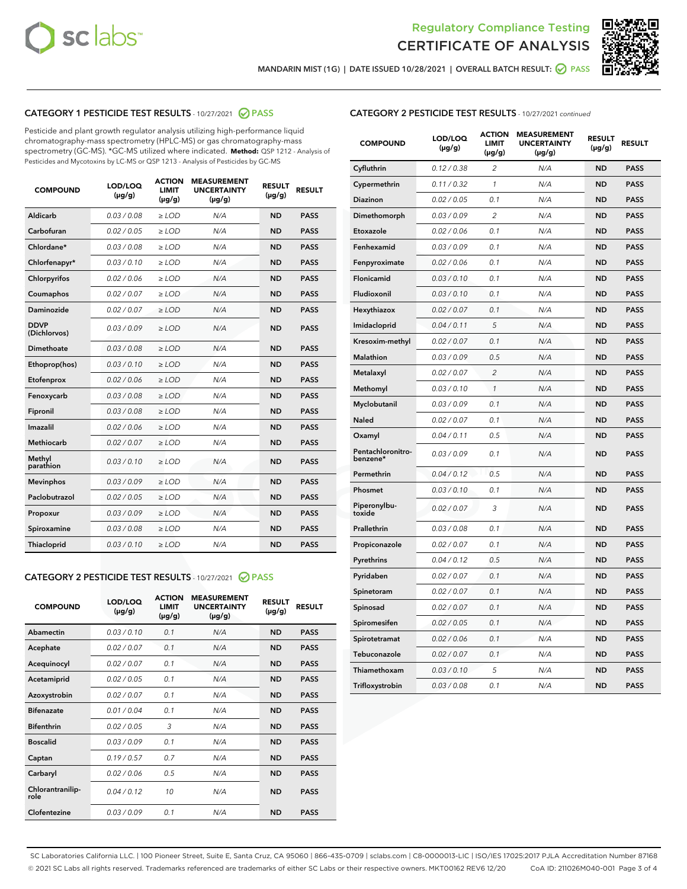# Regulatory Compliance Testing
# CERTIFICATE OF ANALYSIS

MANDARIN MIST (1G) | DATE ISSUED 10/28/2021 | OVERALL BATCH RESULT: PASS

## CATEGORY 1 PESTICIDE TEST RESULTS - 10/27/2021 PASS

Pesticide and plant growth regulator analysis utilizing high-performance liquid chromatography-mass spectrometry (HPLC-MS) or gas chromatography-mass spectrometry (GC-MS). *GC-MS utilized where indicated. **Method:** QSP 1212 - Analysis of Pesticides and Mycotoxins by LC-MS or QSP 1213 - Analysis of Pesticides by GC-MS

| COMPOUND | LOD/LOQ (µg/g) | ACTION LIMIT (µg/g) | MEASUREMENT UNCERTAINTY (µg/g) | RESULT (µg/g) | RESULT |
|---|---|---|---|---|---|
| Aldicarb | 0.03 / 0.08 | ≥ LOD | N/A | ND | PASS |
| Carbofuran | 0.02 / 0.05 | ≥ LOD | N/A | ND | PASS |
| Chlordane* | 0.03 / 0.08 | ≥ LOD | N/A | ND | PASS |
| Chlorfenapyr* | 0.03 / 0.10 | ≥ LOD | N/A | ND | PASS |
| Chlorpyrifos | 0.02 / 0.06 | ≥ LOD | N/A | ND | PASS |
| Coumaphos | 0.02 / 0.07 | ≥ LOD | N/A | ND | PASS |
| Daminozide | 0.02 / 0.07 | ≥ LOD | N/A | ND | PASS |
| DDVP (Dichlorvos) | 0.03 / 0.09 | ≥ LOD | N/A | ND | PASS |
| Dimethoate | 0.03 / 0.08 | ≥ LOD | N/A | ND | PASS |
| Ethoprop(hos) | 0.03 / 0.10 | ≥ LOD | N/A | ND | PASS |
| Etofenprox | 0.02 / 0.06 | ≥ LOD | N/A | ND | PASS |
| Fenoxycarb | 0.03 / 0.08 | ≥ LOD | N/A | ND | PASS |
| Fipronil | 0.03 / 0.08 | ≥ LOD | N/A | ND | PASS |
| Imazalil | 0.02 / 0.06 | ≥ LOD | N/A | ND | PASS |
| Methiocarb | 0.02 / 0.07 | ≥ LOD | N/A | ND | PASS |
| Methyl parathion | 0.03 / 0.10 | ≥ LOD | N/A | ND | PASS |
| Mevinphos | 0.03 / 0.09 | ≥ LOD | N/A | ND | PASS |
| Paclobutrazol | 0.02 / 0.05 | ≥ LOD | N/A | ND | PASS |
| Propoxur | 0.03 / 0.09 | ≥ LOD | N/A | ND | PASS |
| Spiroxamine | 0.03 / 0.08 | ≥ LOD | N/A | ND | PASS |
| Thiacloprid | 0.03 / 0.10 | ≥ LOD | N/A | ND | PASS |

## CATEGORY 2 PESTICIDE TEST RESULTS - 10/27/2021 PASS

| COMPOUND | LOD/LOQ (µg/g) | ACTION LIMIT (µg/g) | MEASUREMENT UNCERTAINTY (µg/g) | RESULT (µg/g) | RESULT |
|---|---|---|---|---|---|
| Abamectin | 0.03 / 0.10 | 0.1 | N/A | ND | PASS |
| Acephate | 0.02 / 0.07 | 0.1 | N/A | ND | PASS |
| Acequinocyl | 0.02 / 0.07 | 0.1 | N/A | ND | PASS |
| Acetamiprid | 0.02 / 0.05 | 0.1 | N/A | ND | PASS |
| Azoxystrobin | 0.02 / 0.07 | 0.1 | N/A | ND | PASS |
| Bifenazate | 0.01 / 0.04 | 0.1 | N/A | ND | PASS |
| Bifenthrin | 0.02 / 0.05 | 3 | N/A | ND | PASS |
| Boscalid | 0.03 / 0.09 | 0.1 | N/A | ND | PASS |
| Captan | 0.19 / 0.57 | 0.7 | N/A | ND | PASS |
| Carbaryl | 0.02 / 0.06 | 0.5 | N/A | ND | PASS |
| Chlorantraniliprole | 0.04 / 0.12 | 10 | N/A | ND | PASS |
| Clofentezine | 0.03 / 0.09 | 0.1 | N/A | ND | PASS |
| Cyfluthrin | 0.12 / 0.38 | 2 | N/A | ND | PASS |
| Cypermethrin | 0.11 / 0.32 | 1 | N/A | ND | PASS |
| Diazinon | 0.02 / 0.05 | 0.1 | N/A | ND | PASS |
| Dimethomorph | 0.03 / 0.09 | 2 | N/A | ND | PASS |
| Etoxazole | 0.02 / 0.06 | 0.1 | N/A | ND | PASS |
| Fenhexamid | 0.03 / 0.09 | 0.1 | N/A | ND | PASS |
| Fenpyroximate | 0.02 / 0.06 | 0.1 | N/A | ND | PASS |
| Flonicamid | 0.03 / 0.10 | 0.1 | N/A | ND | PASS |
| Fludioxonil | 0.03 / 0.10 | 0.1 | N/A | ND | PASS |
| Hexythiazox | 0.02 / 0.07 | 0.1 | N/A | ND | PASS |
| Imidacloprid | 0.04 / 0.11 | 5 | N/A | ND | PASS |
| Kresoxim-methyl | 0.02 / 0.07 | 0.1 | N/A | ND | PASS |
| Malathion | 0.03 / 0.09 | 0.5 | N/A | ND | PASS |
| Metalaxyl | 0.02 / 0.07 | 2 | N/A | ND | PASS |
| Methomyl | 0.03 / 0.10 | 1 | N/A | ND | PASS |
| Myclobutanil | 0.03 / 0.09 | 0.1 | N/A | ND | PASS |
| Naled | 0.02 / 0.07 | 0.1 | N/A | ND | PASS |
| Oxamyl | 0.04 / 0.11 | 0.5 | N/A | ND | PASS |
| Pentachloronitrobenzene* | 0.03 / 0.09 | 0.1 | N/A | ND | PASS |
| Permethrin | 0.04 / 0.12 | 0.5 | N/A | ND | PASS |
| Phosmet | 0.03 / 0.10 | 0.1 | N/A | ND | PASS |
| Piperonylbutoxide | 0.02 / 0.07 | 3 | N/A | ND | PASS |
| Prallethrin | 0.03 / 0.08 | 0.1 | N/A | ND | PASS |
| Propiconazole | 0.02 / 0.07 | 0.1 | N/A | ND | PASS |
| Pyrethrins | 0.04 / 0.12 | 0.5 | N/A | ND | PASS |
| Pyridaben | 0.02 / 0.07 | 0.1 | N/A | ND | PASS |
| Spinetoram | 0.02 / 0.07 | 0.1 | N/A | ND | PASS |
| Spinosad | 0.02 / 0.07 | 0.1 | N/A | ND | PASS |
| Spiromesifen | 0.02 / 0.05 | 0.1 | N/A | ND | PASS |
| Spirotetramat | 0.02 / 0.06 | 0.1 | N/A | ND | PASS |
| Tebuconazole | 0.02 / 0.07 | 0.1 | N/A | ND | PASS |
| Thiamethoxam | 0.03 / 0.10 | 5 | N/A | ND | PASS |
| Trifloxystrobin | 0.03 / 0.08 | 0.1 | N/A | ND | PASS |

SC Laboratories California LLC. | 100 Pioneer Street, Suite E, Santa Cruz, CA 95060 | 866-435-0709 | sclabs.com | C8-0000013-LIC | ISO/IES 17025:2017 PJLA Accreditation Number 87168
© 2021 SC Labs all rights reserved. Trademarks referenced are trademarks of either SC Labs or their respective owners. MKT00162 REV6 12/20 CoA ID: 211026M040-001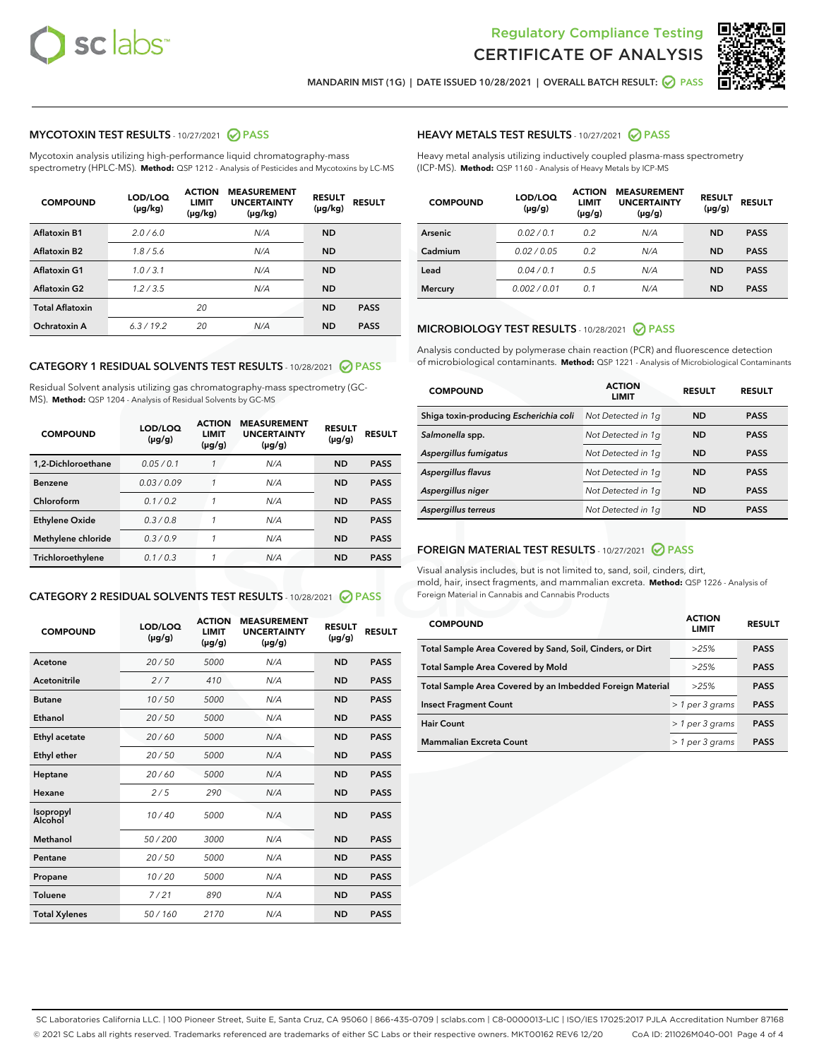Regulatory Compliance Testing

# CERTIFICATE OF ANALYSIS

MANDARIN MIST (1G) | DATE ISSUED 10/28/2021 | OVERALL BATCH RESULT: PASS

## MYCOTOXIN TEST RESULTS - 10/27/2021 PASS

Mycotoxin analysis utilizing high-performance liquid chromatography-mass spectrometry (HPLC-MS). **Method:** QSP 1212 - Analysis of Pesticides and Mycotoxins by LC-MS

| COMPOUND | LOD/LOQ (µg/kg) | ACTION LIMIT (µg/kg) | MEASUREMENT UNCERTAINTY (µg/kg) | RESULT (µg/kg) | RESULT |
|---|---|---|---|---|---|
| Aflatoxin B1 | 2.0 / 6.0 | | N/A | ND | |
| Aflatoxin B2 | 1.8 / 5.6 | | N/A | ND | |
| Aflatoxin G1 | 1.0 / 3.1 | | N/A | ND | |
| Aflatoxin G2 | 1.2 / 3.5 | | N/A | ND | |
| Total Aflatoxin | | 20 | | ND | PASS |
| Ochratoxin A | 6.3 / 19.2 | 20 | N/A | ND | PASS |

## CATEGORY 1 RESIDUAL SOLVENTS TEST RESULTS - 10/28/2021 PASS

Residual Solvent analysis utilizing gas chromatography-mass spectrometry (GC-MS). **Method:** QSP 1204 - Analysis of Residual Solvents by GC-MS

| COMPOUND | LOD/LOQ (µg/g) | ACTION LIMIT (µg/g) | MEASUREMENT UNCERTAINTY (µg/g) | RESULT (µg/g) | RESULT |
|---|---|---|---|---|---|
| 1,2-Dichloroethane | 0.05 / 0.1 | 1 | N/A | ND | PASS |
| Benzene | 0.03 / 0.09 | 1 | N/A | ND | PASS |
| Chloroform | 0.1 / 0.2 | 1 | N/A | ND | PASS |
| Ethylene Oxide | 0.3 / 0.8 | 1 | N/A | ND | PASS |
| Methylene chloride | 0.3 / 0.9 | 1 | N/A | ND | PASS |
| Trichloroethylene | 0.1 / 0.3 | 1 | N/A | ND | PASS |

## CATEGORY 2 RESIDUAL SOLVENTS TEST RESULTS - 10/28/2021 PASS

| COMPOUND | LOD/LOQ (µg/g) | ACTION LIMIT (µg/g) | MEASUREMENT UNCERTAINTY (µg/g) | RESULT (µg/g) | RESULT |
|---|---|---|---|---|---|
| Acetone | 20 / 50 | 5000 | N/A | ND | PASS |
| Acetonitrile | 2 / 7 | 410 | N/A | ND | PASS |
| Butane | 10 / 50 | 5000 | N/A | ND | PASS |
| Ethanol | 20 / 50 | 5000 | N/A | ND | PASS |
| Ethyl acetate | 20 / 60 | 5000 | N/A | ND | PASS |
| Ethyl ether | 20 / 50 | 5000 | N/A | ND | PASS |
| Heptane | 20 / 60 | 5000 | N/A | ND | PASS |
| Hexane | 2 / 5 | 290 | N/A | ND | PASS |
| Isopropyl Alcohol | 10 / 40 | 5000 | N/A | ND | PASS |
| Methanol | 50 / 200 | 3000 | N/A | ND | PASS |
| Pentane | 20 / 50 | 5000 | N/A | ND | PASS |
| Propane | 10 / 20 | 5000 | N/A | ND | PASS |
| Toluene | 7 / 21 | 890 | N/A | ND | PASS |
| Total Xylenes | 50 / 160 | 2170 | N/A | ND | PASS |

## HEAVY METALS TEST RESULTS - 10/27/2021 PASS

Heavy metal analysis utilizing inductively coupled plasma-mass spectrometry (ICP-MS). **Method:** QSP 1160 - Analysis of Heavy Metals by ICP-MS

| COMPOUND | LOD/LOQ (µg/g) | ACTION LIMIT (µg/g) | MEASUREMENT UNCERTAINTY (µg/g) | RESULT (µg/g) | RESULT |
|---|---|---|---|---|---|
| Arsenic | 0.02 / 0.1 | 0.2 | N/A | ND | PASS |
| Cadmium | 0.02 / 0.05 | 0.2 | N/A | ND | PASS |
| Lead | 0.04 / 0.1 | 0.5 | N/A | ND | PASS |
| Mercury | 0.002 / 0.01 | 0.1 | N/A | ND | PASS |

## MICROBIOLOGY TEST RESULTS - 10/28/2021 PASS

Analysis conducted by polymerase chain reaction (PCR) and fluorescence detection of microbiological contaminants. **Method:** QSP 1221 - Analysis of Microbiological Contaminants

| COMPOUND | ACTION LIMIT | RESULT | RESULT |
|---|---|---|---|
| Shiga toxin-producing *Escherichia coli* | Not Detected in 1g | ND | PASS |
| *Salmonella* spp. | Not Detected in 1g | ND | PASS |
| *Aspergillus fumigatus* | Not Detected in 1g | ND | PASS |
| *Aspergillus flavus* | Not Detected in 1g | ND | PASS |
| *Aspergillus niger* | Not Detected in 1g | ND | PASS |
| *Aspergillus terreus* | Not Detected in 1g | ND | PASS |

## FOREIGN MATERIAL TEST RESULTS - 10/27/2021 PASS

Visual analysis includes, but is not limited to, sand, soil, cinders, dirt, mold, hair, insect fragments, and mammalian excreta. **Method:** QSP 1226 - Analysis of Foreign Material in Cannabis and Cannabis Products

| COMPOUND | ACTION LIMIT | RESULT |
|---|---|---|
| Total Sample Area Covered by Sand, Soil, Cinders, or Dirt | >25% | PASS |
| Total Sample Area Covered by Mold | >25% | PASS |
| Total Sample Area Covered by an Imbedded Foreign Material | >25% | PASS |
| Insect Fragment Count | > 1 per 3 grams | PASS |
| Hair Count | > 1 per 3 grams | PASS |
| Mammalian Excreta Count | > 1 per 3 grams | PASS |

SC Laboratories California LLC. | 100 Pioneer Street, Suite E, Santa Cruz, CA 95060 | 866-435-0709 | sclabs.com | C8-0000013-LIC | ISO/IES 17025:2017 PJLA Accreditation Number 87168
© 2021 SC Labs all rights reserved. Trademarks referenced are trademarks of either SC Labs or their respective owners. MKT00162 REV6 12/20 CoA ID: 211026M040-001